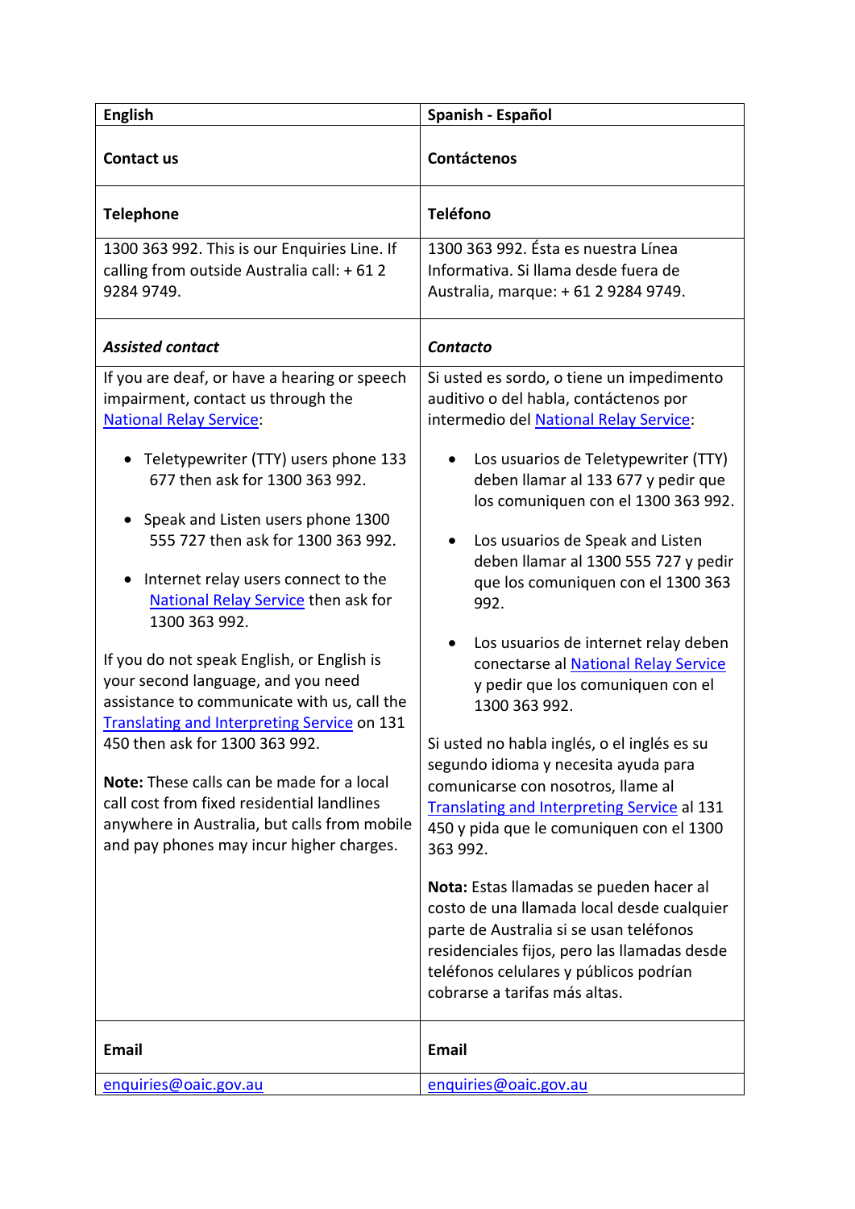| English | Spanish - Español |
| --- | --- |
| **Contact us** | **Contáctenos** |
| **Telephone** | **Teléfono** |
| 1300 363 992. This is our Enquiries Line. If calling from outside Australia call: + 61 2 9284 9749. | 1300 363 992. Ésta es nuestra Línea Informativa. Si llama desde fuera de Australia, marque: + 61 2 9284 9749. |
| ***Assisted contact*** | ***Contacto*** |
| If you are deaf, or have a hearing or speech impairment, contact us through the National Relay Service:<br><br>• Teletypewriter (TTY) users phone 133 677 then ask for 1300 363 992.<br><br>• Speak and Listen users phone 1300 555 727 then ask for 1300 363 992.<br><br>• Internet relay users connect to the National Relay Service then ask for 1300 363 992.<br><br>If you do not speak English, or English is your second language, and you need assistance to communicate with us, call the Translating and Interpreting Service on 131 450 then ask for 1300 363 992.<br><br>**Note:** These calls can be made for a local call cost from fixed residential landlines anywhere in Australia, but calls from mobile and pay phones may incur higher charges. | Si usted es sordo, o tiene un impedimento auditivo o del habla, contáctenos por intermedio del National Relay Service:<br><br>• Los usuarios de Teletypewriter (TTY) deben llamar al 133 677 y pedir que los comuniquen con el 1300 363 992.<br><br>• Los usuarios de Speak and Listen deben llamar al 1300 555 727 y pedir que los comuniquen con el 1300 363 992.<br><br>• Los usuarios de internet relay deben conectarse al National Relay Service y pedir que los comuniquen con el 1300 363 992.<br><br>Si usted no habla inglés, o el inglés es su segundo idioma y necesita ayuda para comunicarse con nosotros, llame al Translating and Interpreting Service al 131 450 y pida que le comuniquen con el 1300 363 992.<br><br>**Nota:** Estas llamadas se pueden hacer al costo de una llamada local desde cualquier parte de Australia si se usan teléfonos residenciales fijos, pero las llamadas desde teléfonos celulares y públicos podrían cobrarse a tarifas más altas. |
| **Email** | **Email** |
| enquiries@oaic.gov.au | enquiries@oaic.gov.au |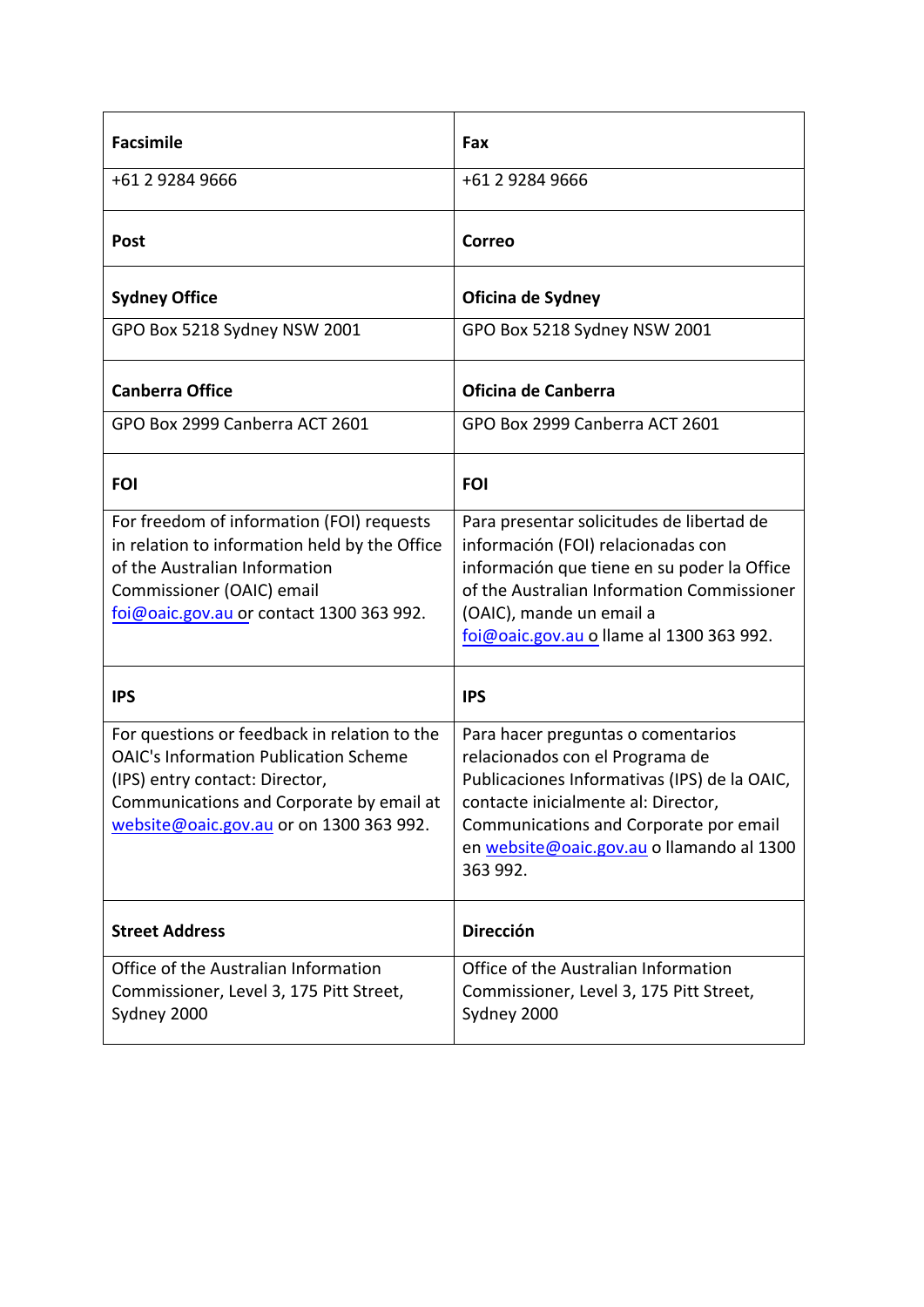| **Facsimile** | **Fax** |
| --- | --- |
| +61 2 9284 9666 | +61 2 9284 9666 |
| **Post** | **Correo** |
| **Sydney Office** | **Oficina de Sydney** |
| GPO Box 5218 Sydney NSW 2001 | GPO Box 5218 Sydney NSW 2001 |
| **Canberra Office** | **Oficina de Canberra** |
| GPO Box 2999 Canberra ACT 2601 | GPO Box 2999 Canberra ACT 2601 |
| **FOI** | **FOI** |
| For freedom of information (FOI) requests in relation to information held by the Office of the Australian Information Commissioner (OAIC) email foi@oaic.gov.au or contact 1300 363 992. | Para presentar solicitudes de libertad de información (FOI) relacionadas con información que tiene en su poder la Office of the Australian Information Commissioner (OAIC), mande un email a foi@oaic.gov.au o llame al 1300 363 992. |
| **IPS** | **IPS** |
| For questions or feedback in relation to the OAIC's Information Publication Scheme (IPS) entry contact: Director, Communications and Corporate by email at website@oaic.gov.au or on 1300 363 992. | Para hacer preguntas o comentarios relacionados con el Programa de Publicaciones Informativas (IPS) de la OAIC, contacte inicialmente al: Director, Communications and Corporate por email en website@oaic.gov.au o llamando al 1300 363 992. |
| **Street Address** | **Dirección** |
| Office of the Australian Information Commissioner, Level 3, 175 Pitt Street, Sydney 2000 | Office of the Australian Information Commissioner, Level 3, 175 Pitt Street, Sydney 2000 |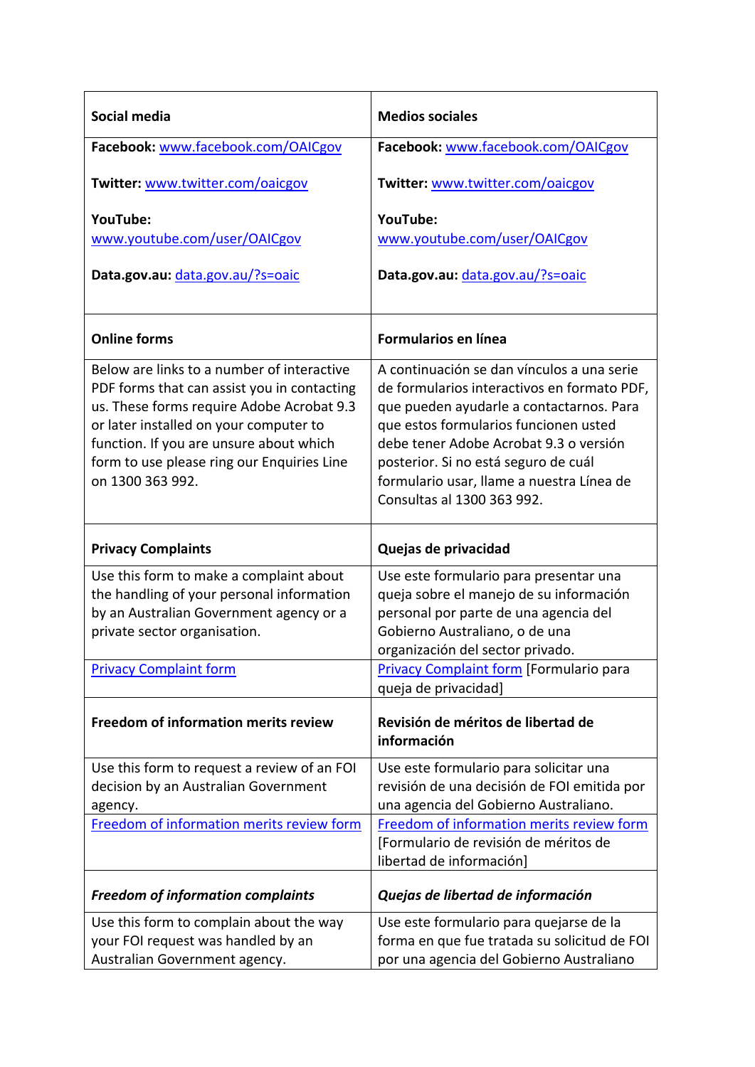| **Social media** | **Medios sociales** |
|---|---|
| **Facebook:** www.facebook.com/OAICgov<br><br>**Twitter:** www.twitter.com/oaicgov<br><br>**YouTube:** www.youtube.com/user/OAICgov<br><br>**Data.gov.au:** data.gov.au/?s=oaic | **Facebook:** www.facebook.com/OAICgov<br><br>**Twitter:** www.twitter.com/oaicgov<br><br>**YouTube:** www.youtube.com/user/OAICgov<br><br>**Data.gov.au:** data.gov.au/?s=oaic |
| **Online forms** | **Formularios en línea** |
| Below are links to a number of interactive PDF forms that can assist you in contacting us. These forms require Adobe Acrobat 9.3 or later installed on your computer to function. If you are unsure about which form to use please ring our Enquiries Line on 1300 363 992. | A continuación se dan vínculos a una serie de formularios interactivos en formato PDF, que pueden ayudarle a contactarnos. Para que estos formularios funcionen usted debe tener Adobe Acrobat 9.3 o versión posterior. Si no está seguro de cuál formulario usar, llame a nuestra Línea de Consultas al 1300 363 992. |
| **Privacy Complaints** | **Quejas de privacidad** |
| Use this form to make a complaint about the handling of your personal information by an Australian Government agency or a private sector organisation. | Use este formulario para presentar una queja sobre el manejo de su información personal por parte de una agencia del Gobierno Australiano, o de una organización del sector privado. |
| Privacy Complaint form | Privacy Complaint form [Formulario para queja de privacidad] |
| **Freedom of information merits review** | **Revisión de méritos de libertad de información** |
| Use this form to request a review of an FOI decision by an Australian Government agency. | Use este formulario para solicitar una revisión de una decisión de FOI emitida por una agencia del Gobierno Australiano. |
| Freedom of information merits review form | Freedom of information merits review form [Formulario de revisión de méritos de libertad de información] |
| ***Freedom of information complaints*** | ***Quejas de libertad de información*** |
| Use this form to complain about the way your FOI request was handled by an Australian Government agency. | Use este formulario para quejarse de la forma en que fue tratada su solicitud de FOI por una agencia del Gobierno Australiano |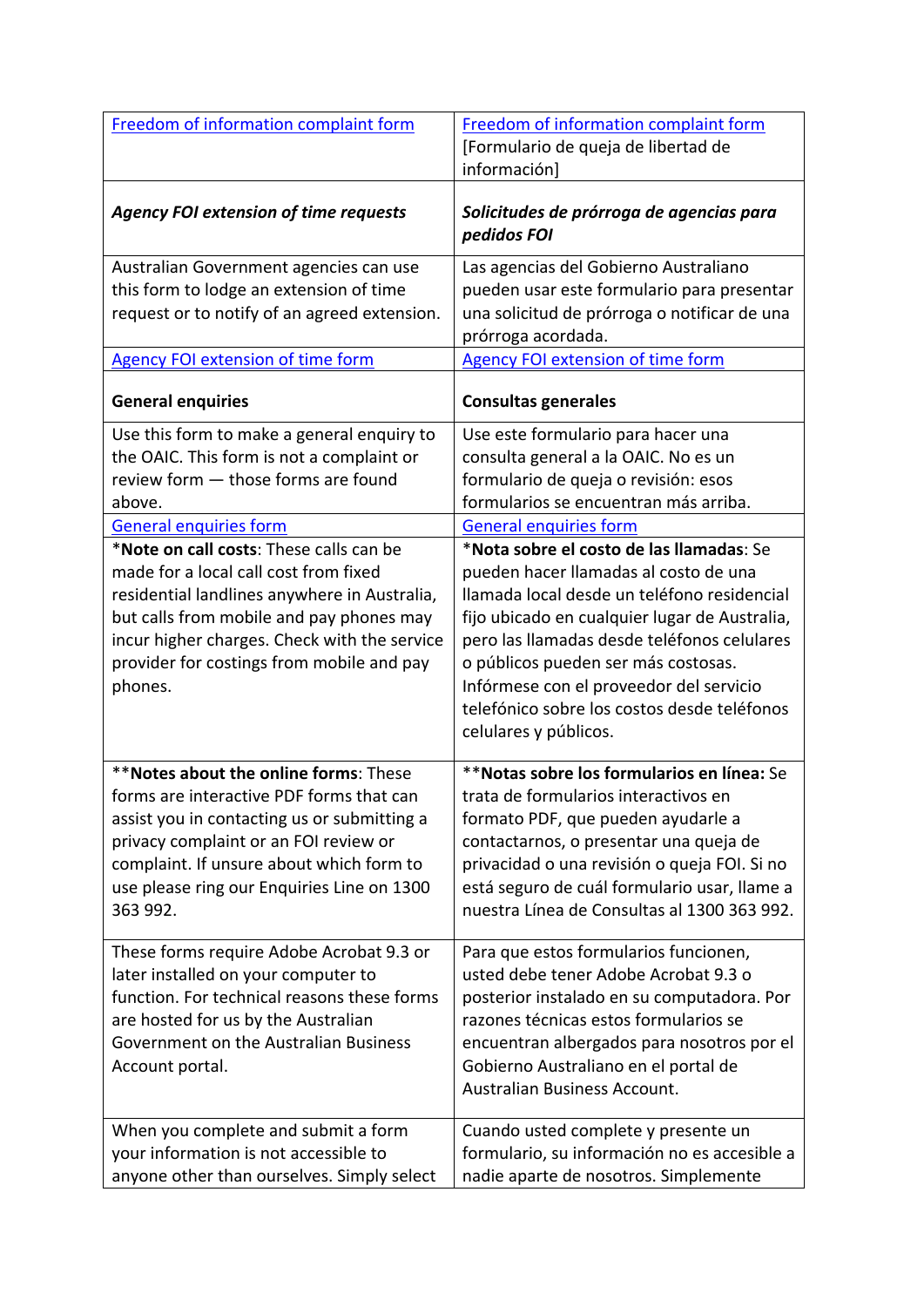| [Freedom of information complaint form]() | [Freedom of information complaint form]() [Formulario de queja de libertad de información] |
|---|---|
| ***Agency FOI extension of time requests*** | ***Solicitudes de prórroga de agencias para pedidos FOI*** |
| Australian Government agencies can use this form to lodge an extension of time request or to notify of an agreed extension. | Las agencias del Gobierno Australiano pueden usar este formulario para presentar una solicitud de prórroga o notificar de una prórroga acordada. |
| [Agency FOI extension of time form]() | [Agency FOI extension of time form]() |
| **General enquiries** | **Consultas generales** |
| Use this form to make a general enquiry to the OAIC. This form is not a complaint or review form — those forms are found above. | Use este formulario para hacer una consulta general a la OAIC. No es un formulario de queja o revisión: esos formularios se encuentran más arriba. |
| [General enquiries form]() | [General enquiries form]() |
| *__Note on call costs__: These calls can be made for a local call cost from fixed residential landlines anywhere in Australia, but calls from mobile and pay phones may incur higher charges. Check with the service provider for costings from mobile and pay phones. | *__Nota sobre el costo de las llamadas__: Se pueden hacer llamadas al costo de una llamada local desde un teléfono residencial fijo ubicado en cualquier lugar de Australia, pero las llamadas desde teléfonos celulares o públicos pueden ser más costosas. Infórmese con el proveedor del servicio telefónico sobre los costos desde teléfonos celulares y públicos. |
| **__Notes about the online forms__: These forms are interactive PDF forms that can assist you in contacting us or submitting a privacy complaint or an FOI review or complaint. If unsure about which form to use please ring our Enquiries Line on 1300 363 992. | **__Notas sobre los formularios en línea:__ Se trata de formularios interactivos en formato PDF, que pueden ayudarle a contactarnos, o presentar una queja de privacidad o una revisión o queja FOI. Si no está seguro de cuál formulario usar, llame a nuestra Línea de Consultas al 1300 363 992. |
| These forms require Adobe Acrobat 9.3 or later installed on your computer to function. For technical reasons these forms are hosted for us by the Australian Government on the Australian Business Account portal. | Para que estos formularios funcionen, usted debe tener Adobe Acrobat 9.3 o posterior instalado en su computadora. Por razones técnicas estos formularios se encuentran albergados para nosotros por el Gobierno Australiano en el portal de Australian Business Account. |
| When you complete and submit a form your information is not accessible to anyone other than ourselves. Simply select | Cuando usted complete y presente un formulario, su información no es accesible a nadie aparte de nosotros. Simplemente |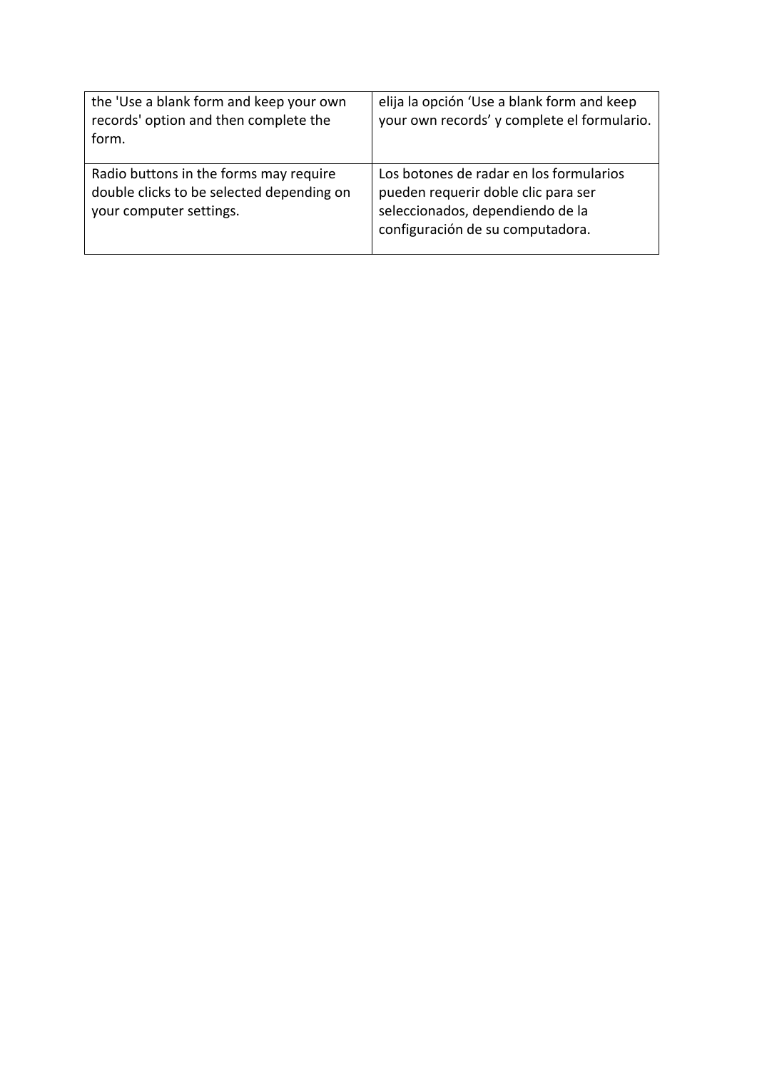| | |
|---|---|
| the 'Use a blank form and keep your own records' option and then complete the form. | elija la opción ‘Use a blank form and keep your own records’ y complete el formulario. |
| Radio buttons in the forms may require double clicks to be selected depending on your computer settings. | Los botones de radar en los formularios pueden requerir doble clic para ser seleccionados, dependiendo de la configuración de su computadora. |